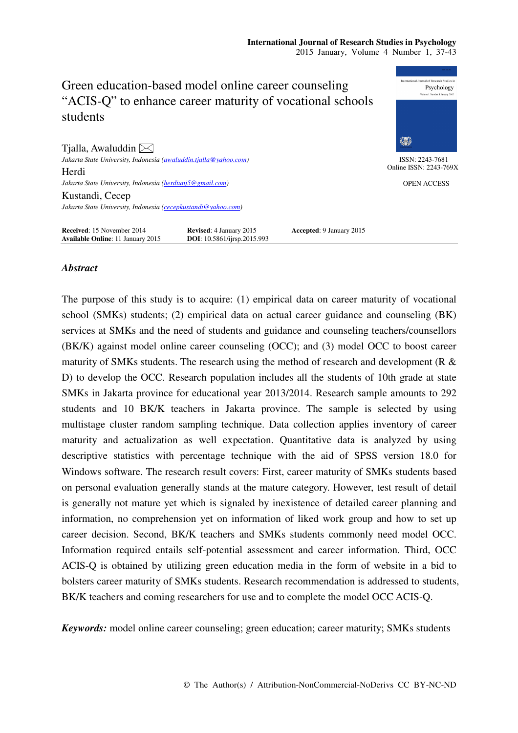# Green education-based model online career counseling "ACIS-Q" to enhance career maturity of vocational schools students

Tjalla, Awaluddin
*Jakarta State University, Indonesia (awaluddin.tjalla@yahoo.com)*

Herdi
*Jakarta State University, Indonesia (herdiunj5@gmail.com)*

Kustandi, Cecep
*Jakarta State University, Indonesia (cecepkustandi@yahoo.com)*

ISSN: 2243-7681
Online ISSN: 2243-769X

OPEN ACCESS

**Received**: 15 November 2014 **Revised**: 4 January 2015 **Accepted**: 9 January 2015
**Available Online**: 11 January 2015 **DOI**: 10.5861/ijrsp.2015.993

## *Abstract*

The purpose of this study is to acquire: (1) empirical data on career maturity of vocational school (SMKs) students; (2) empirical data on actual career guidance and counseling (BK) services at SMKs and the need of students and guidance and counseling teachers/counsellors (BK/K) against model online career counseling (OCC); and (3) model OCC to boost career maturity of SMKs students. The research using the method of research and development (R & D) to develop the OCC. Research population includes all the students of 10th grade at state SMKs in Jakarta province for educational year 2013/2014. Research sample amounts to 292 students and 10 BK/K teachers in Jakarta province. The sample is selected by using multistage cluster random sampling technique. Data collection applies inventory of career maturity and actualization as well expectation. Quantitative data is analyzed by using descriptive statistics with percentage technique with the aid of SPSS version 18.0 for Windows software. The research result covers: First, career maturity of SMKs students based on personal evaluation generally stands at the mature category. However, test result of detail is generally not mature yet which is signaled by inexistence of detailed career planning and information, no comprehension yet on information of liked work group and how to set up career decision. Second, BK/K teachers and SMKs students commonly need model OCC. Information required entails self-potential assessment and career information. Third, OCC ACIS-Q is obtained by utilizing green education media in the form of website in a bid to bolsters career maturity of SMKs students. Research recommendation is addressed to students, BK/K teachers and coming researchers for use and to complete the model OCC ACIS-Q.

***Keywords:*** model online career counseling; green education; career maturity; SMKs students

© The Author(s) / Attribution-NonCommercial-NoDerivs CC BY-NC-ND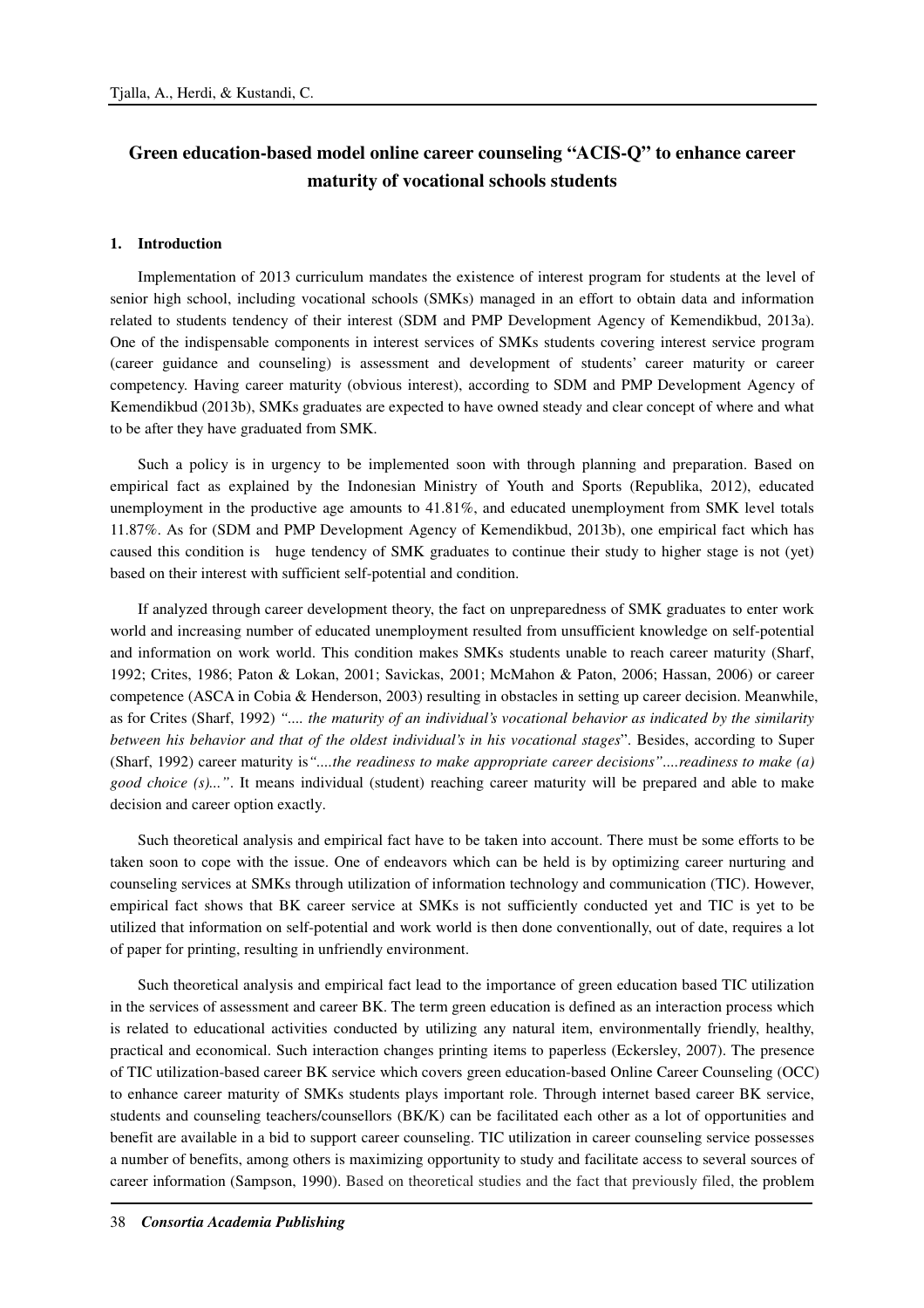# Green education-based model online career counseling "ACIS-Q" to enhance career maturity of vocational schools students

## 1. Introduction

Implementation of 2013 curriculum mandates the existence of interest program for students at the level of senior high school, including vocational schools (SMKs) managed in an effort to obtain data and information related to students tendency of their interest (SDM and PMP Development Agency of Kemendikbud, 2013a). One of the indispensable components in interest services of SMKs students covering interest service program (career guidance and counseling) is assessment and development of students' career maturity or career competency. Having career maturity (obvious interest), according to SDM and PMP Development Agency of Kemendikbud (2013b), SMKs graduates are expected to have owned steady and clear concept of where and what to be after they have graduated from SMK.

Such a policy is in urgency to be implemented soon with through planning and preparation. Based on empirical fact as explained by the Indonesian Ministry of Youth and Sports (Republika, 2012), educated unemployment in the productive age amounts to 41.81%, and educated unemployment from SMK level totals 11.87%. As for (SDM and PMP Development Agency of Kemendikbud, 2013b), one empirical fact which has caused this condition is huge tendency of SMK graduates to continue their study to higher stage is not (yet) based on their interest with sufficient self-potential and condition.

If analyzed through career development theory, the fact on unpreparedness of SMK graduates to enter work world and increasing number of educated unemployment resulted from unsufficient knowledge on self-potential and information on work world. This condition makes SMKs students unable to reach career maturity (Sharf, 1992; Crites, 1986; Paton & Lokan, 2001; Savickas, 2001; McMahon & Paton, 2006; Hassan, 2006) or career competence (ASCA in Cobia & Henderson, 2003) resulting in obstacles in setting up career decision. Meanwhile, as for Crites (Sharf, 1992) *".... the maturity of an individual's vocational behavior as indicated by the similarity between his behavior and that of the oldest individual's in his vocational stages*". Besides, according to Super (Sharf, 1992) career maturity is*"....the readiness to make appropriate career decisions"....readiness to make (a) good choice (s)..."*. It means individual (student) reaching career maturity will be prepared and able to make decision and career option exactly.

Such theoretical analysis and empirical fact have to be taken into account. There must be some efforts to be taken soon to cope with the issue. One of endeavors which can be held is by optimizing career nurturing and counseling services at SMKs through utilization of information technology and communication (TIC). However, empirical fact shows that BK career service at SMKs is not sufficiently conducted yet and TIC is yet to be utilized that information on self-potential and work world is then done conventionally, out of date, requires a lot of paper for printing, resulting in unfriendly environment.

Such theoretical analysis and empirical fact lead to the importance of green education based TIC utilization in the services of assessment and career BK. The term green education is defined as an interaction process which is related to educational activities conducted by utilizing any natural item, environmentally friendly, healthy, practical and economical. Such interaction changes printing items to paperless (Eckersley, 2007). The presence of TIC utilization-based career BK service which covers green education-based Online Career Counseling (OCC) to enhance career maturity of SMKs students plays important role. Through internet based career BK service, students and counseling teachers/counsellors (BK/K) can be facilitated each other as a lot of opportunities and benefit are available in a bid to support career counseling. TIC utilization in career counseling service possesses a number of benefits, among others is maximizing opportunity to study and facilitate access to several sources of career information (Sampson, 1990). Based on theoretical studies and the fact that previously filed, the problem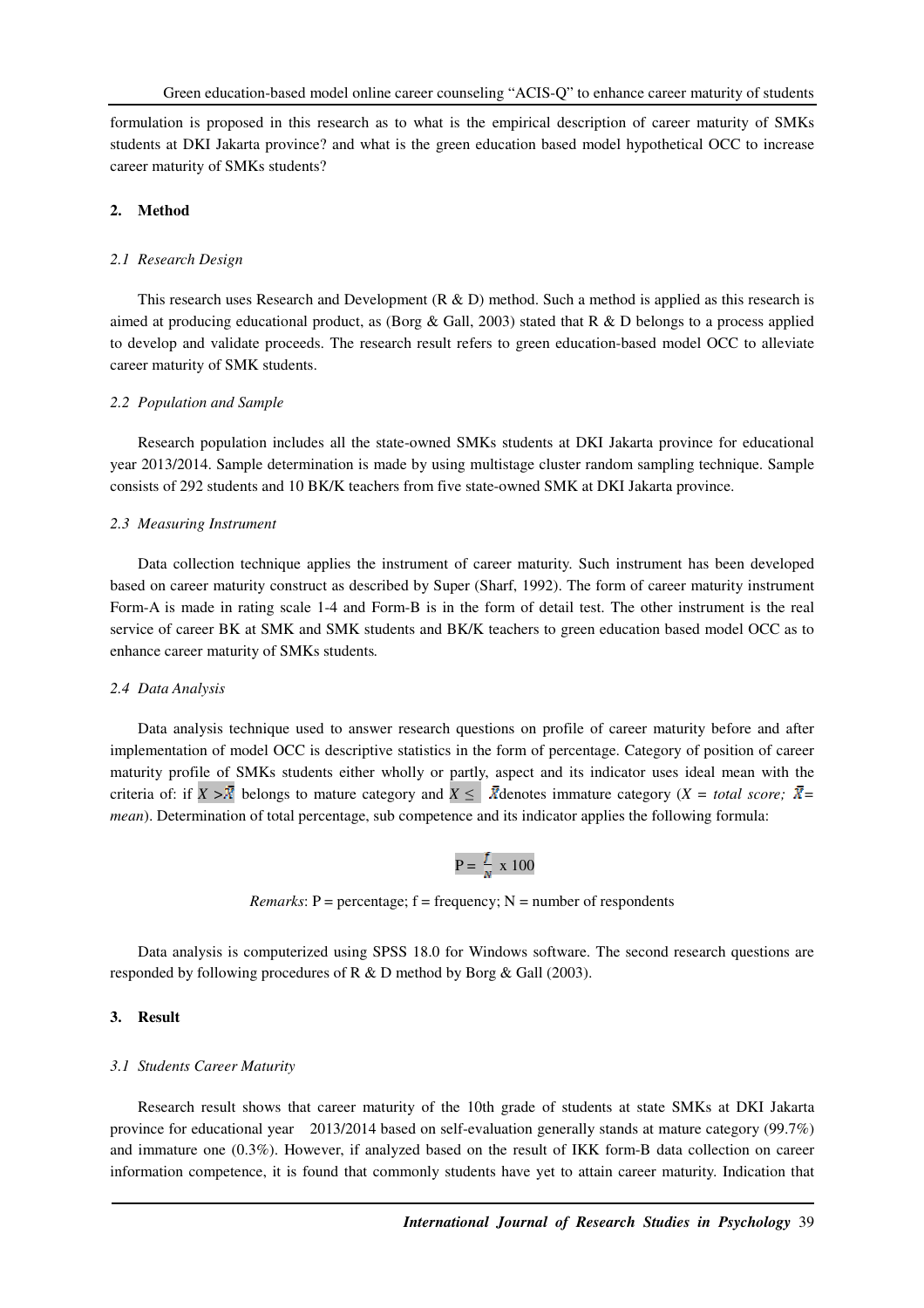formulation is proposed in this research as to what is the empirical description of career maturity of SMKs students at DKI Jakarta province? and what is the green education based model hypothetical OCC to increase career maturity of SMKs students?

## 2. Method

### 2.1 Research Design

This research uses Research and Development (R & D) method. Such a method is applied as this research is aimed at producing educational product, as (Borg & Gall, 2003) stated that R & D belongs to a process applied to develop and validate proceeds. The research result refers to green education-based model OCC to alleviate career maturity of SMK students.

### 2.2 Population and Sample

Research population includes all the state-owned SMKs students at DKI Jakarta province for educational year 2013/2014. Sample determination is made by using multistage cluster random sampling technique. Sample consists of 292 students and 10 BK/K teachers from five state-owned SMK at DKI Jakarta province.

### 2.3 Measuring Instrument

Data collection technique applies the instrument of career maturity. Such instrument has been developed based on career maturity construct as described by Super (Sharf, 1992). The form of career maturity instrument Form-A is made in rating scale 1-4 and Form-B is in the form of detail test. The other instrument is the real service of career BK at SMK and SMK students and BK/K teachers to green education based model OCC as to enhance career maturity of SMKs students.

### 2.4 Data Analysis

Data analysis technique used to answer research questions on profile of career maturity before and after implementation of model OCC is descriptive statistics in the form of percentage. Category of position of career maturity profile of SMKs students either wholly or partly, aspect and its indicator uses ideal mean with the criteria of: if $X > \bar{X}$ belongs to mature category and $X \leq \bar{X}$ denotes immature category (*X = total score;* $\bar{X}$ = *mean*). Determination of total percentage, sub competence and its indicator applies the following formula:

$$P = \frac{f}{N} \times 100$$

*Remarks*: P = percentage; f = frequency; N = number of respondents

Data analysis is computerized using SPSS 18.0 for Windows software. The second research questions are responded by following procedures of R & D method by Borg & Gall (2003).

## 3. Result

### 3.1 Students Career Maturity

Research result shows that career maturity of the 10th grade of students at state SMKs at DKI Jakarta province for educational year 2013/2014 based on self-evaluation generally stands at mature category (99.7%) and immature one (0.3%). However, if analyzed based on the result of IKK form-B data collection on career information competence, it is found that commonly students have yet to attain career maturity. Indication that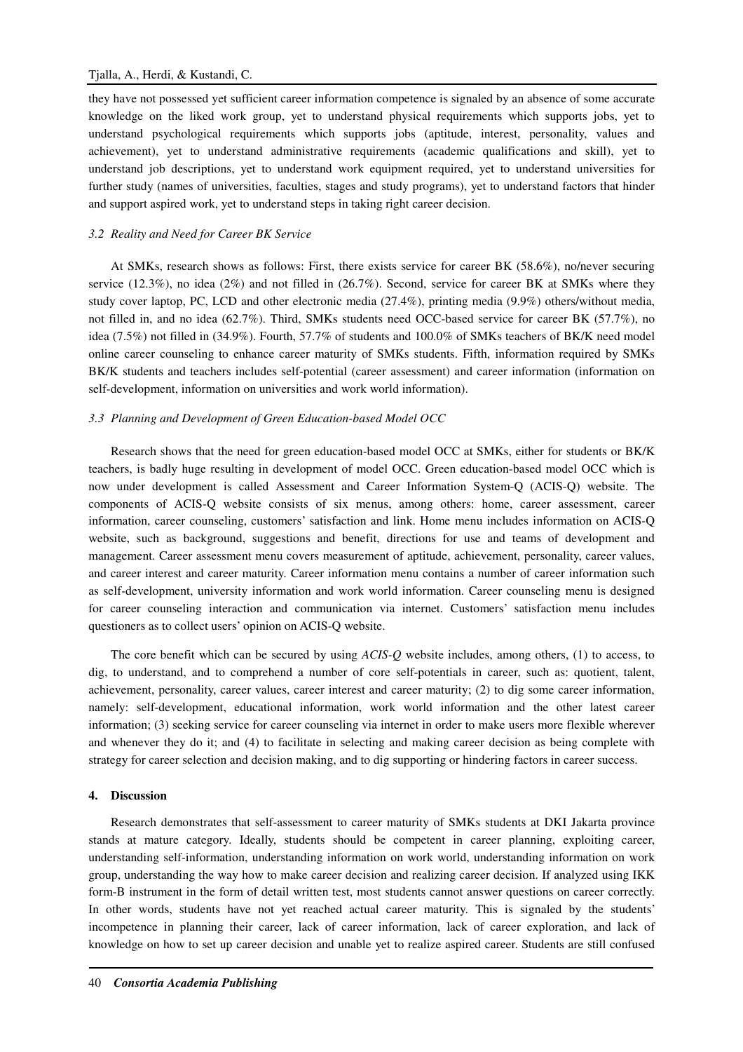they have not possessed yet sufficient career information competence is signaled by an absence of some accurate knowledge on the liked work group, yet to understand physical requirements which supports jobs, yet to understand psychological requirements which supports jobs (aptitude, interest, personality, values and achievement), yet to understand administrative requirements (academic qualifications and skill), yet to understand job descriptions, yet to understand work equipment required, yet to understand universities for further study (names of universities, faculties, stages and study programs), yet to understand factors that hinder and support aspired work, yet to understand steps in taking right career decision.

### *3.2 Reality and Need for Career BK Service*

At SMKs, research shows as follows: First, there exists service for career BK (58.6%), no/never securing service (12.3%), no idea (2%) and not filled in (26.7%). Second, service for career BK at SMKs where they study cover laptop, PC, LCD and other electronic media (27.4%), printing media (9.9%) others/without media, not filled in, and no idea (62.7%). Third, SMKs students need OCC-based service for career BK (57.7%), no idea (7.5%) not filled in (34.9%). Fourth, 57.7% of students and 100.0% of SMKs teachers of BK/K need model online career counseling to enhance career maturity of SMKs students. Fifth, information required by SMKs BK/K students and teachers includes self-potential (career assessment) and career information (information on self-development, information on universities and work world information).

### *3.3 Planning and Development of Green Education-based Model OCC*

Research shows that the need for green education-based model OCC at SMKs, either for students or BK/K teachers, is badly huge resulting in development of model OCC. Green education-based model OCC which is now under development is called Assessment and Career Information System-Q (ACIS-Q) website. The components of ACIS-Q website consists of six menus, among others: home, career assessment, career information, career counseling, customers' satisfaction and link. Home menu includes information on ACIS-Q website, such as background, suggestions and benefit, directions for use and teams of development and management. Career assessment menu covers measurement of aptitude, achievement, personality, career values, and career interest and career maturity. Career information menu contains a number of career information such as self-development, university information and work world information. Career counseling menu is designed for career counseling interaction and communication via internet. Customers' satisfaction menu includes questioners as to collect users' opinion on ACIS-Q website.

The core benefit which can be secured by using *ACIS-Q* website includes, among others, (1) to access, to dig, to understand, and to comprehend a number of core self-potentials in career, such as: quotient, talent, achievement, personality, career values, career interest and career maturity; (2) to dig some career information, namely: self-development, educational information, work world information and the other latest career information; (3) seeking service for career counseling via internet in order to make users more flexible wherever and whenever they do it; and (4) to facilitate in selecting and making career decision as being complete with strategy for career selection and decision making, and to dig supporting or hindering factors in career success.

## 4. Discussion

Research demonstrates that self-assessment to career maturity of SMKs students at DKI Jakarta province stands at mature category. Ideally, students should be competent in career planning, exploiting career, understanding self-information, understanding information on work world, understanding information on work group, understanding the way how to make career decision and realizing career decision. If analyzed using IKK form-B instrument in the form of detail written test, most students cannot answer questions on career correctly. In other words, students have not yet reached actual career maturity. This is signaled by the students' incompetence in planning their career, lack of career information, lack of career exploration, and lack of knowledge on how to set up career decision and unable yet to realize aspired career. Students are still confused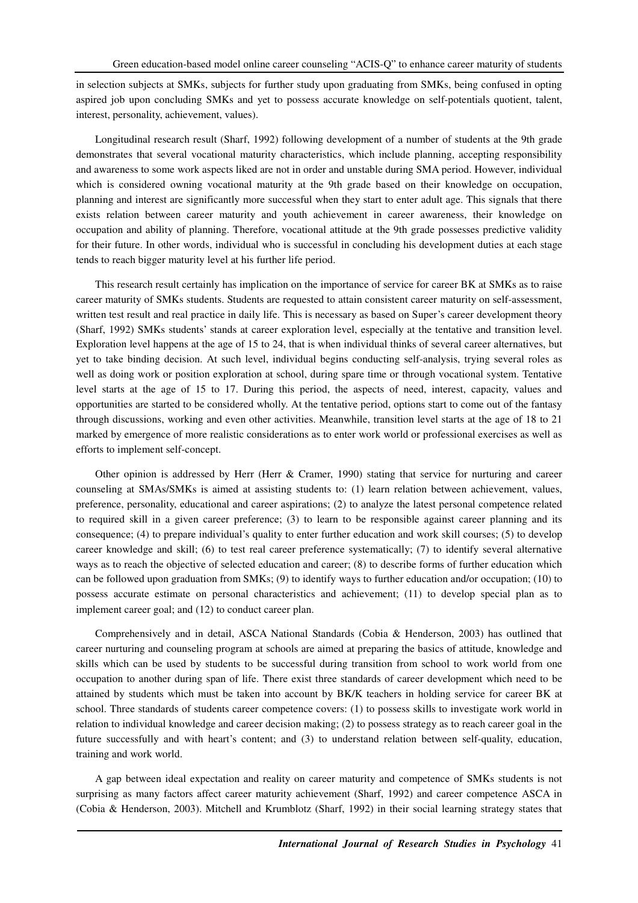in selection subjects at SMKs, subjects for further study upon graduating from SMKs, being confused in opting aspired job upon concluding SMKs and yet to possess accurate knowledge on self-potentials quotient, talent, interest, personality, achievement, values).

Longitudinal research result (Sharf, 1992) following development of a number of students at the 9th grade demonstrates that several vocational maturity characteristics, which include planning, accepting responsibility and awareness to some work aspects liked are not in order and unstable during SMA period. However, individual which is considered owning vocational maturity at the 9th grade based on their knowledge on occupation, planning and interest are significantly more successful when they start to enter adult age. This signals that there exists relation between career maturity and youth achievement in career awareness, their knowledge on occupation and ability of planning. Therefore, vocational attitude at the 9th grade possesses predictive validity for their future. In other words, individual who is successful in concluding his development duties at each stage tends to reach bigger maturity level at his further life period.

This research result certainly has implication on the importance of service for career BK at SMKs as to raise career maturity of SMKs students. Students are requested to attain consistent career maturity on self-assessment, written test result and real practice in daily life. This is necessary as based on Super's career development theory (Sharf, 1992) SMKs students' stands at career exploration level, especially at the tentative and transition level. Exploration level happens at the age of 15 to 24, that is when individual thinks of several career alternatives, but yet to take binding decision. At such level, individual begins conducting self-analysis, trying several roles as well as doing work or position exploration at school, during spare time or through vocational system. Tentative level starts at the age of 15 to 17. During this period, the aspects of need, interest, capacity, values and opportunities are started to be considered wholly. At the tentative period, options start to come out of the fantasy through discussions, working and even other activities. Meanwhile, transition level starts at the age of 18 to 21 marked by emergence of more realistic considerations as to enter work world or professional exercises as well as efforts to implement self-concept.

Other opinion is addressed by Herr (Herr & Cramer, 1990) stating that service for nurturing and career counseling at SMAs/SMKs is aimed at assisting students to: (1) learn relation between achievement, values, preference, personality, educational and career aspirations; (2) to analyze the latest personal competence related to required skill in a given career preference; (3) to learn to be responsible against career planning and its consequence; (4) to prepare individual's quality to enter further education and work skill courses; (5) to develop career knowledge and skill; (6) to test real career preference systematically; (7) to identify several alternative ways as to reach the objective of selected education and career; (8) to describe forms of further education which can be followed upon graduation from SMKs; (9) to identify ways to further education and/or occupation; (10) to possess accurate estimate on personal characteristics and achievement; (11) to develop special plan as to implement career goal; and (12) to conduct career plan.

Comprehensively and in detail, ASCA National Standards (Cobia & Henderson, 2003) has outlined that career nurturing and counseling program at schools are aimed at preparing the basics of attitude, knowledge and skills which can be used by students to be successful during transition from school to work world from one occupation to another during span of life. There exist three standards of career development which need to be attained by students which must be taken into account by BK/K teachers in holding service for career BK at school. Three standards of students career competence covers: (1) to possess skills to investigate work world in relation to individual knowledge and career decision making; (2) to possess strategy as to reach career goal in the future successfully and with heart's content; and (3) to understand relation between self-quality, education, training and work world.

A gap between ideal expectation and reality on career maturity and competence of SMKs students is not surprising as many factors affect career maturity achievement (Sharf, 1992) and career competence ASCA in (Cobia & Henderson, 2003). Mitchell and Krumblotz (Sharf, 1992) in their social learning strategy states that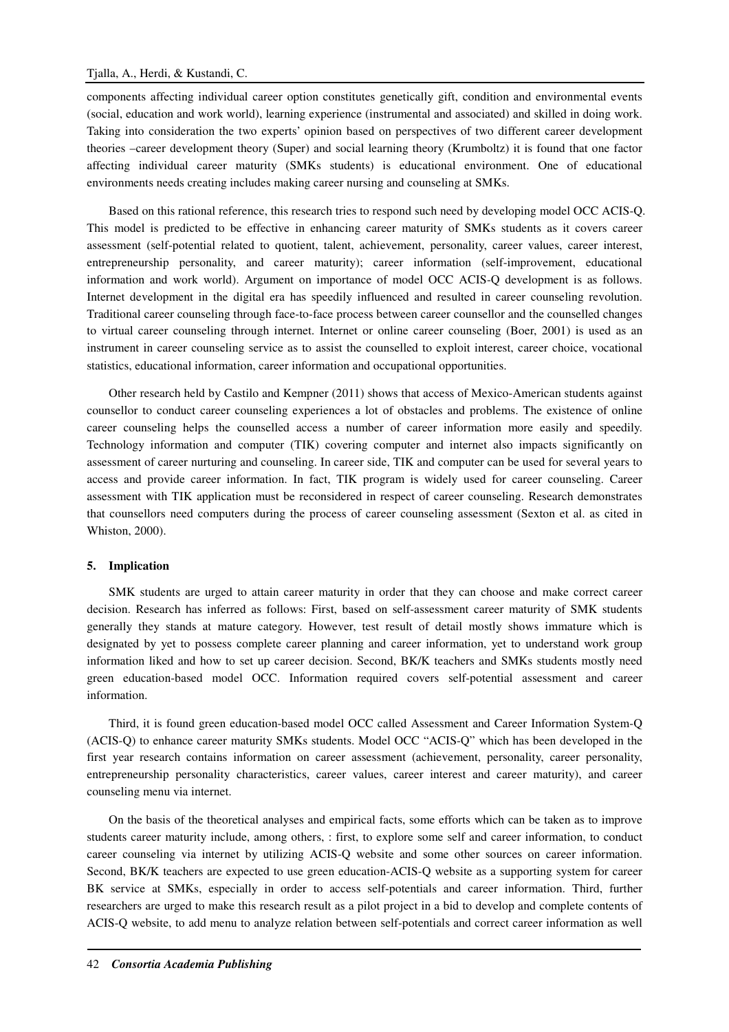components affecting individual career option constitutes genetically gift, condition and environmental events (social, education and work world), learning experience (instrumental and associated) and skilled in doing work. Taking into consideration the two experts' opinion based on perspectives of two different career development theories –career development theory (Super) and social learning theory (Krumboltz) it is found that one factor affecting individual career maturity (SMKs students) is educational environment. One of educational environments needs creating includes making career nursing and counseling at SMKs.

Based on this rational reference, this research tries to respond such need by developing model OCC ACIS-Q. This model is predicted to be effective in enhancing career maturity of SMKs students as it covers career assessment (self-potential related to quotient, talent, achievement, personality, career values, career interest, entrepreneurship personality, and career maturity); career information (self-improvement, educational information and work world). Argument on importance of model OCC ACIS-Q development is as follows. Internet development in the digital era has speedily influenced and resulted in career counseling revolution. Traditional career counseling through face-to-face process between career counsellor and the counselled changes to virtual career counseling through internet. Internet or online career counseling (Boer, 2001) is used as an instrument in career counseling service as to assist the counselled to exploit interest, career choice, vocational statistics, educational information, career information and occupational opportunities.

Other research held by Castilo and Kempner (2011) shows that access of Mexico-American students against counsellor to conduct career counseling experiences a lot of obstacles and problems. The existence of online career counseling helps the counselled access a number of career information more easily and speedily. Technology information and computer (TIK) covering computer and internet also impacts significantly on assessment of career nurturing and counseling. In career side, TIK and computer can be used for several years to access and provide career information. In fact, TIK program is widely used for career counseling. Career assessment with TIK application must be reconsidered in respect of career counseling. Research demonstrates that counsellors need computers during the process of career counseling assessment (Sexton et al. as cited in Whiston, 2000).

## 5. Implication

SMK students are urged to attain career maturity in order that they can choose and make correct career decision. Research has inferred as follows: First, based on self-assessment career maturity of SMK students generally they stands at mature category. However, test result of detail mostly shows immature which is designated by yet to possess complete career planning and career information, yet to understand work group information liked and how to set up career decision. Second, BK/K teachers and SMKs students mostly need green education-based model OCC. Information required covers self-potential assessment and career information.

Third, it is found green education-based model OCC called Assessment and Career Information System-Q (ACIS-Q) to enhance career maturity SMKs students. Model OCC "ACIS-Q" which has been developed in the first year research contains information on career assessment (achievement, personality, career personality, entrepreneurship personality characteristics, career values, career interest and career maturity), and career counseling menu via internet.

On the basis of the theoretical analyses and empirical facts, some efforts which can be taken as to improve students career maturity include, among others, : first, to explore some self and career information, to conduct career counseling via internet by utilizing ACIS-Q website and some other sources on career information. Second, BK/K teachers are expected to use green education-ACIS-Q website as a supporting system for career BK service at SMKs, especially in order to access self-potentials and career information. Third, further researchers are urged to make this research result as a pilot project in a bid to develop and complete contents of ACIS-Q website, to add menu to analyze relation between self-potentials and correct career information as well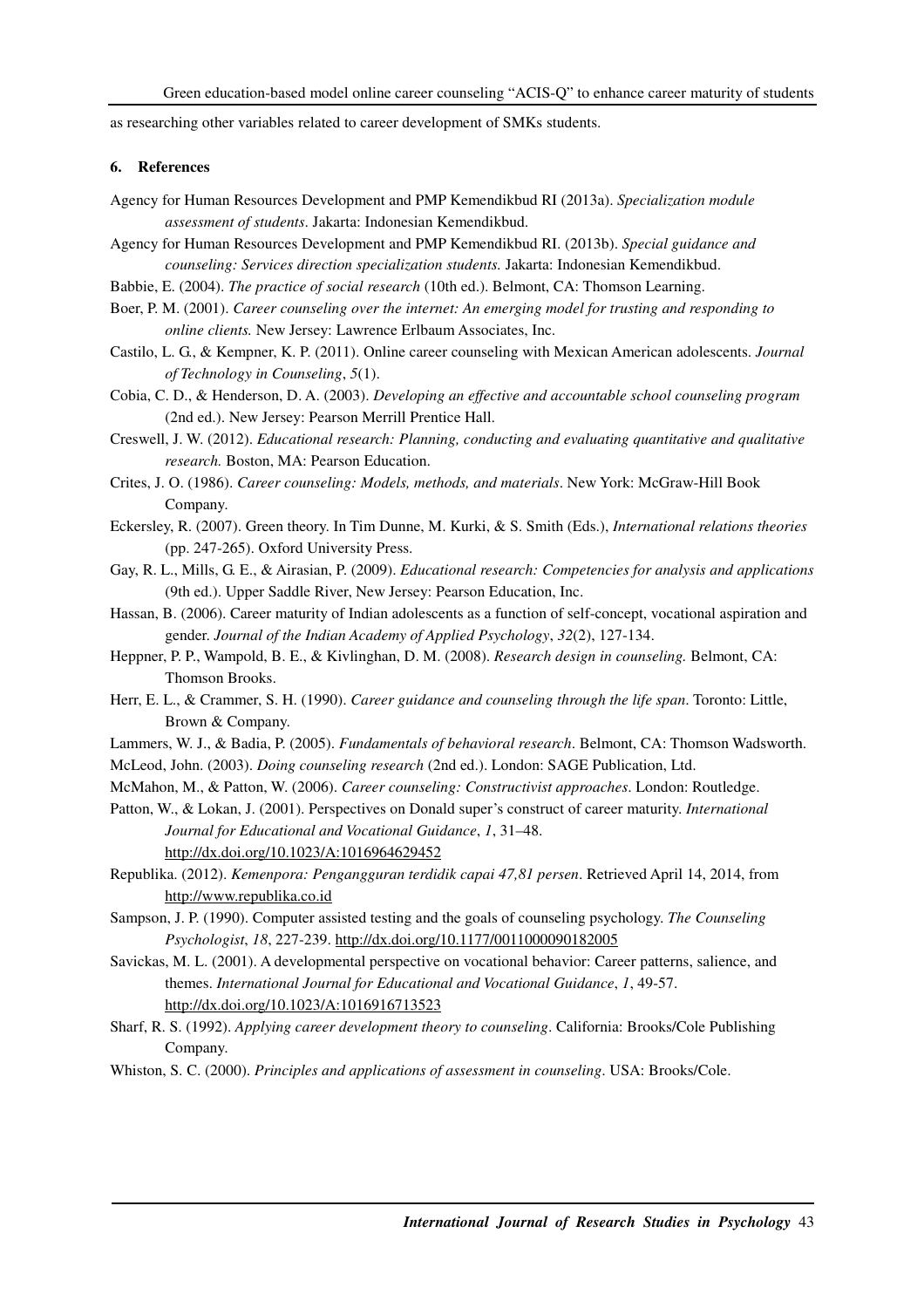as researching other variables related to career development of SMKs students.

## 6. References

Agency for Human Resources Development and PMP Kemendikbud RI (2013a). *Specialization module assessment of students*. Jakarta: Indonesian Kemendikbud.

Agency for Human Resources Development and PMP Kemendikbud RI. (2013b). *Special guidance and counseling: Services direction specialization students.* Jakarta: Indonesian Kemendikbud.

Babbie, E. (2004). *The practice of social research* (10th ed.). Belmont, CA: Thomson Learning.

Boer, P. M. (2001). *Career counseling over the internet: An emerging model for trusting and responding to online clients.* New Jersey: Lawrence Erlbaum Associates, Inc.

Castilo, L. G., & Kempner, K. P. (2011). Online career counseling with Mexican American adolescents. *Journal of Technology in Counseling*, *5*(1).

Cobia, C. D., & Henderson, D. A. (2003). *Developing an effective and accountable school counseling program* (2nd ed.). New Jersey: Pearson Merrill Prentice Hall.

Creswell, J. W. (2012). *Educational research: Planning, conducting and evaluating quantitative and qualitative research.* Boston, MA: Pearson Education.

Crites, J. O. (1986). *Career counseling: Models, methods, and materials*. New York: McGraw-Hill Book Company.

Eckersley, R. (2007). Green theory. In Tim Dunne, M. Kurki, & S. Smith (Eds.), *International relations theories* (pp. 247-265). Oxford University Press.

Gay, R. L., Mills, G. E., & Airasian, P. (2009). *Educational research: Competencies for analysis and applications* (9th ed.). Upper Saddle River, New Jersey: Pearson Education, Inc.

Hassan, B. (2006). Career maturity of Indian adolescents as a function of self-concept, vocational aspiration and gender. *Journal of the Indian Academy of Applied Psychology*, *32*(2), 127-134.

Heppner, P. P., Wampold, B. E., & Kivlinghan, D. M. (2008). *Research design in counseling.* Belmont, CA: Thomson Brooks.

Herr, E. L., & Crammer, S. H. (1990). *Career guidance and counseling through the life span*. Toronto: Little, Brown & Company.

Lammers, W. J., & Badia, P. (2005). *Fundamentals of behavioral research*. Belmont, CA: Thomson Wadsworth.

McLeod, John. (2003). *Doing counseling research* (2nd ed.). London: SAGE Publication, Ltd.

McMahon, M., & Patton, W. (2006). *Career counseling: Constructivist approaches*. London: Routledge.

Patton, W., & Lokan, J. (2001). Perspectives on Donald super's construct of career maturity. *International Journal for Educational and Vocational Guidance*, *1*, 31–48. http://dx.doi.org/10.1023/A:1016964629452

Republika. (2012). *Kemenpora: Pengangguran terdidik capai 47,81 persen*. Retrieved April 14, 2014, from http://www.republika.co.id

Sampson, J. P. (1990). Computer assisted testing and the goals of counseling psychology. *The Counseling Psychologist*, *18*, 227-239. http://dx.doi.org/10.1177/0011000090182005

Savickas, M. L. (2001). A developmental perspective on vocational behavior: Career patterns, salience, and themes. *International Journal for Educational and Vocational Guidance*, *1*, 49-57. http://dx.doi.org/10.1023/A:1016916713523

Sharf, R. S. (1992). *Applying career development theory to counseling*. California: Brooks/Cole Publishing Company.

Whiston, S. C. (2000). *Principles and applications of assessment in counseling*. USA: Brooks/Cole.